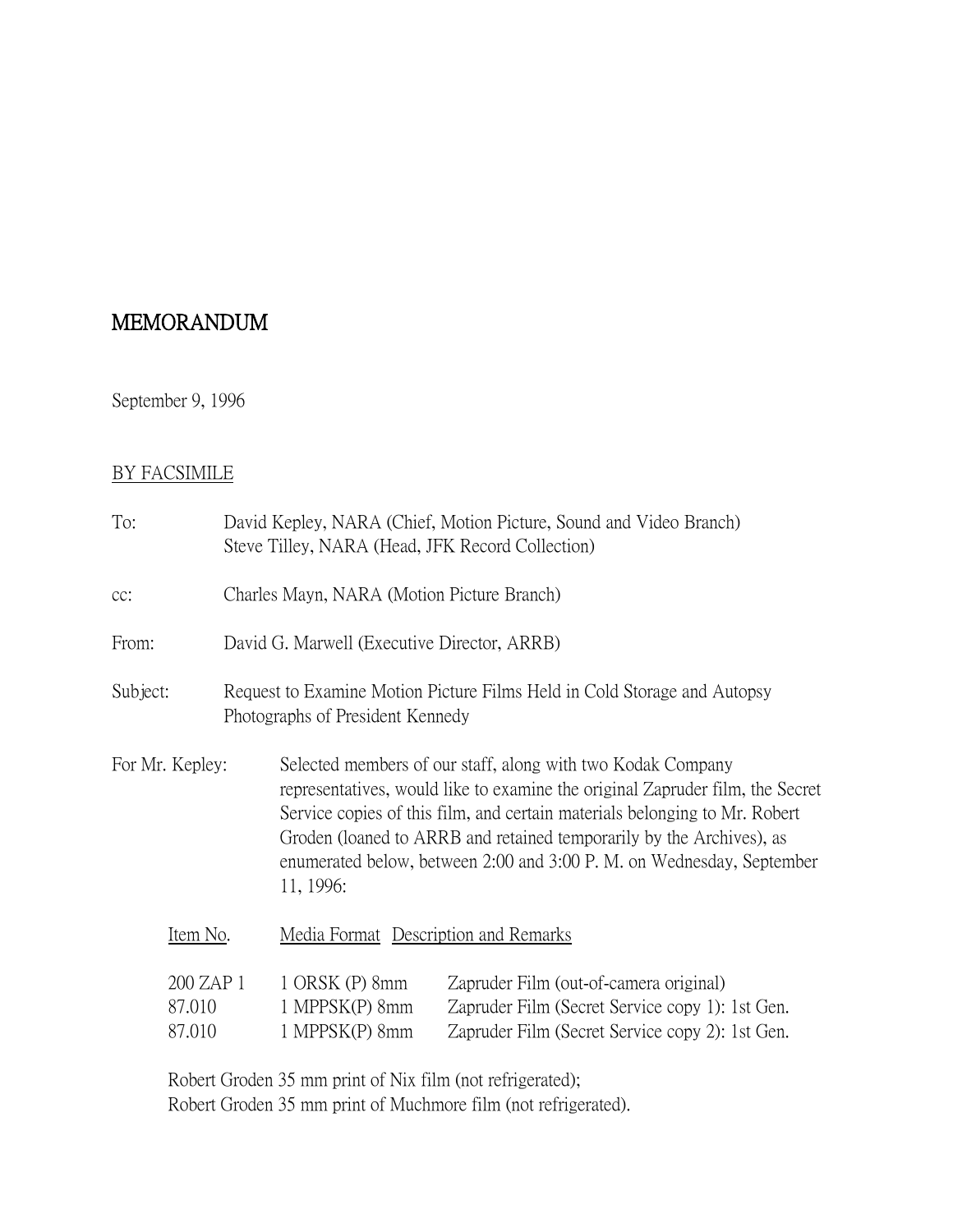# MEMORANDUM

September 9, 1996

BY FACSIMILE

To: David Kepley, NARA (Chief, Motion Picture, Sound and Video Branch)
Steve Tilley, NARA (Head, JFK Record Collection)

cc: Charles Mayn, NARA (Motion Picture Branch)

From: David G. Marwell (Executive Director, ARRB)

Subject: Request to Examine Motion Picture Films Held in Cold Storage and Autopsy Photographs of President Kennedy

For Mr. Kepley: Selected members of our staff, along with two Kodak Company representatives, would like to examine the original Zapruder film, the Secret Service copies of this film, and certain materials belonging to Mr. Robert Groden (loaned to ARRB and retained temporarily by the Archives), as enumerated below, between 2:00 and 3:00 P. M. on Wednesday, September 11, 1996:

| Item No. | Media Format | Description and Remarks |
|---|---|---|
| 200 ZAP 1 | 1 ORSK (P) 8mm | Zapruder Film (out-of-camera original) |
| 87.010 | 1 MPPSK(P) 8mm | Zapruder Film (Secret Service copy 1): 1st Gen. |
| 87.010 | 1 MPPSK(P) 8mm | Zapruder Film (Secret Service copy 2): 1st Gen. |

Robert Groden 35 mm print of Nix film (not refrigerated);
Robert Groden 35 mm print of Muchmore film (not refrigerated).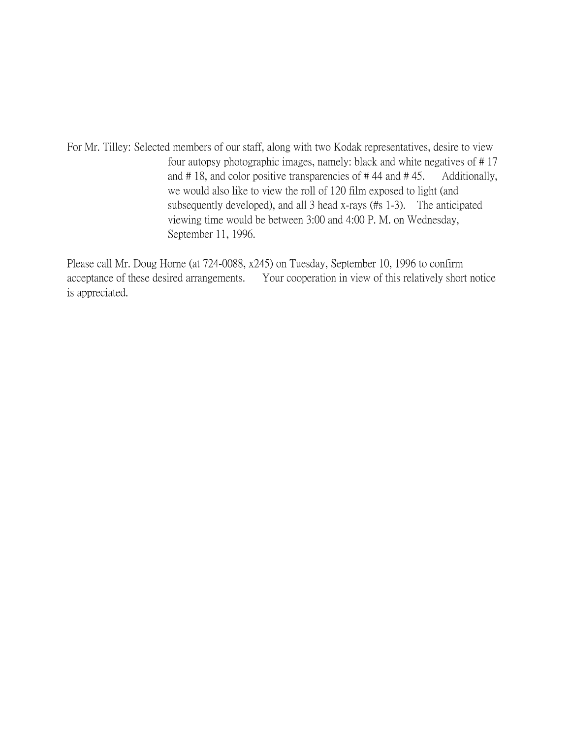For Mr. Tilley: Selected members of our staff, along with two Kodak representatives, desire to view four autopsy photographic images, namely: black and white negatives of # 17 and # 18, and color positive transparencies of # 44 and # 45. Additionally, we would also like to view the roll of 120 film exposed to light (and subsequently developed), and all 3 head x-rays (#s 1-3). The anticipated viewing time would be between 3:00 and 4:00 P. M. on Wednesday, September 11, 1996.

Please call Mr. Doug Horne (at 724-0088, x245) on Tuesday, September 10, 1996 to confirm acceptance of these desired arrangements. Your cooperation in view of this relatively short notice is appreciated.